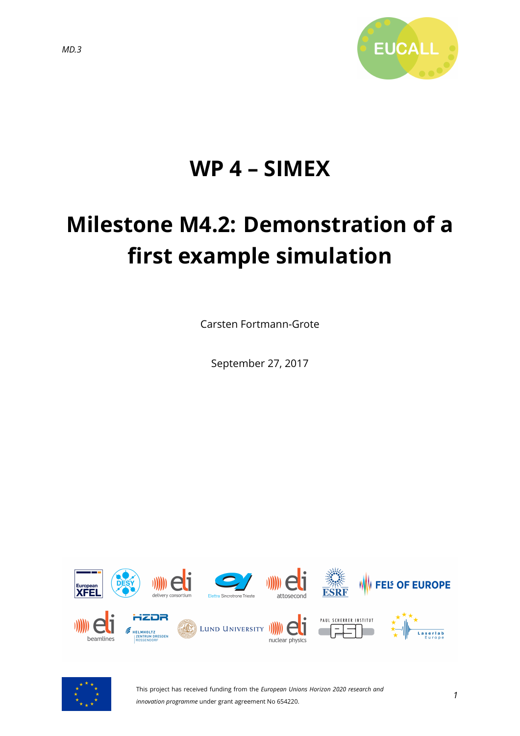MD.3

# WP 4 – SIMEX

# Milestone M4.2: Demonstration of a first example simulation

Carsten Fortmann-Grote

September 27, 2017

This project has received funding from the *European Unions Horizon 2020 research and innovation programme* under grant agreement No 654220.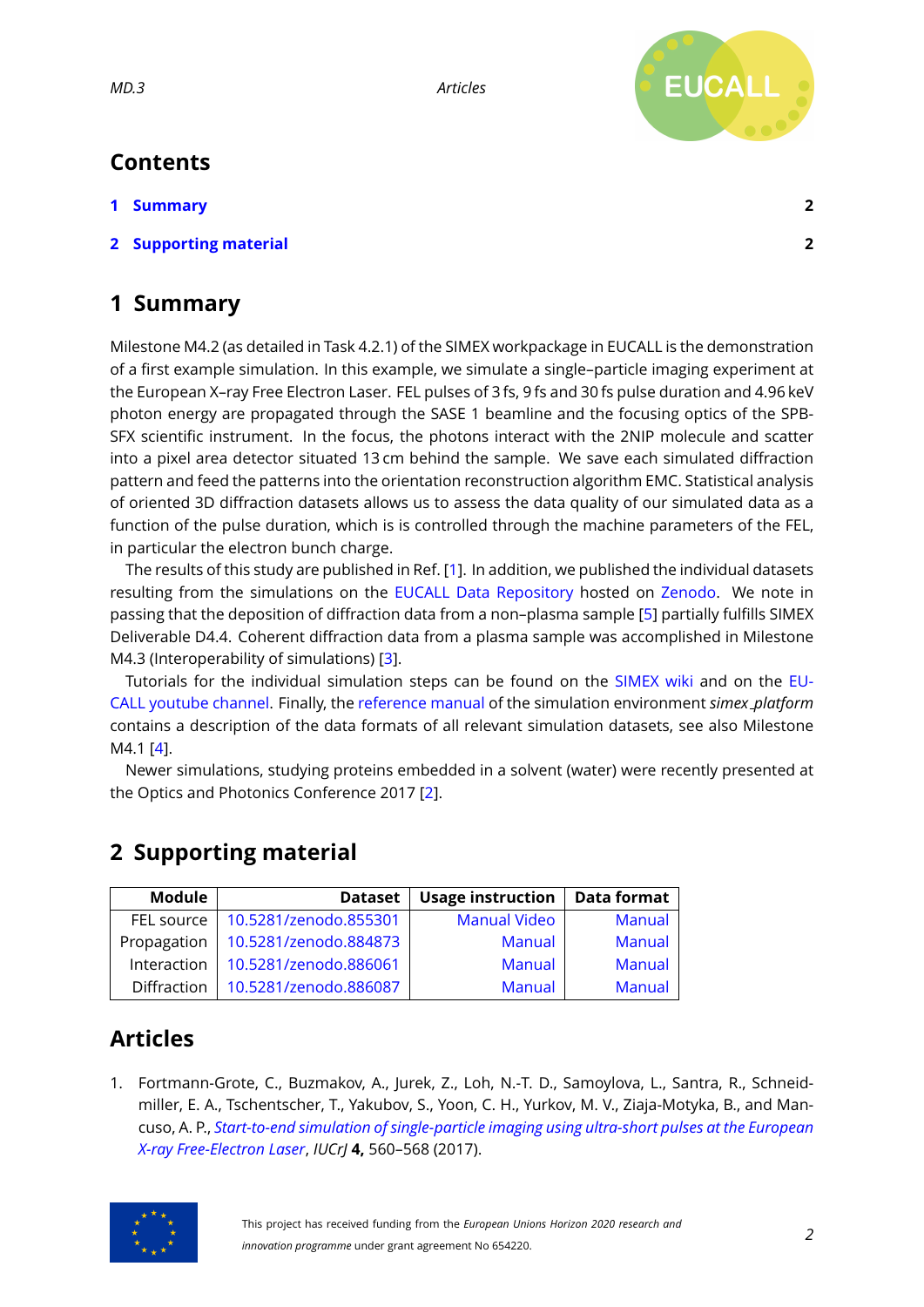## Contents

1 Summary 2

2 Supporting material 2

# 1 Summary

Milestone M4.2 (as detailed in Task 4.2.1) of the SIMEX workpackage in EUCALL is the demonstration of a first example simulation. In this example, we simulate a single–particle imaging experiment at the European X–ray Free Electron Laser. FEL pulses of 3 fs, 9 fs and 30 fs pulse duration and 4.96 keV photon energy are propagated through the SASE 1 beamline and the focusing optics of the SPB-SFX scientific instrument. In the focus, the photons interact with the 2NIP molecule and scatter into a pixel area detector situated 13 cm behind the sample. We save each simulated diffraction pattern and feed the patterns into the orientation reconstruction algorithm EMC. Statistical analysis of oriented 3D diffraction datasets allows us to assess the data quality of our simulated data as a function of the pulse duration, which is is controlled through the machine parameters of the FEL, in particular the electron bunch charge.

The results of this study are published in Ref. [1]. In addition, we published the individual datasets resulting from the simulations on the EUCALL Data Repository hosted on Zenodo. We note in passing that the deposition of diffraction data from a non–plasma sample [5] partially fulfills SIMEX Deliverable D4.4. Coherent diffraction data from a plasma sample was accomplished in Milestone M4.3 (Interoperability of simulations) [3].

Tutorials for the individual simulation steps can be found on the SIMEX wiki and on the EUCALL youtube channel. Finally, the reference manual of the simulation environment *simex_platform* contains a description of the data formats of all relevant simulation datasets, see also Milestone M4.1 [4].

Newer simulations, studying proteins embedded in a solvent (water) were recently presented at the Optics and Photonics Conference 2017 [2].

# 2 Supporting material

| Module | Dataset | Usage instruction | Data format |
|---|---|---|---|
| FEL source | 10.5281/zenodo.855301 | Manual Video | Manual |
| Propagation | 10.5281/zenodo.884873 | Manual | Manual |
| Interaction | 10.5281/zenodo.886061 | Manual | Manual |
| Diffraction | 10.5281/zenodo.886087 | Manual | Manual |

# Articles

1. Fortmann-Grote, C., Buzmakov, A., Jurek, Z., Loh, N.-T. D., Samoylova, L., Santra, R., Schneidmiller, E. A., Tschentscher, T., Yakubov, S., Yoon, C. H., Yurkov, M. V., Ziaja-Motyka, B., and Mancuso, A. P., *Start-to-end simulation of single-particle imaging using ultra-short pulses at the European X-ray Free-Electron Laser*, *IUCrJ* **4,** 560–568 (2017).

This project has received funding from the *European Unions Horizon 2020 research and innovation programme* under grant agreement No 654220.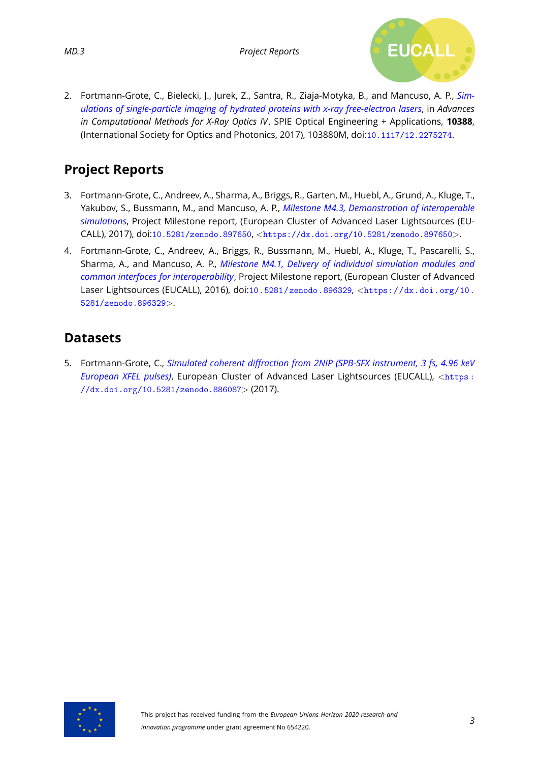2. Fortmann-Grote, C., Bielecki, J., Jurek, Z., Santra, R., Ziaja-Motyka, B., and Mancuso, A. P., *Simulations of single-particle imaging of hydrated proteins with x-ray free-electron lasers*, in *Advances in Computational Methods for X-Ray Optics IV*, SPIE Optical Engineering + Applications, **10388**, (International Society for Optics and Photonics, 2017), 103880M, doi:10.1117/12.2275274.

## Project Reports

3. Fortmann-Grote, C., Andreev, A., Sharma, A., Briggs, R., Garten, M., Huebl, A., Grund, A., Kluge, T., Yakubov, S., Bussmann, M., and Mancuso, A. P., *Milestone M4.3, Demonstration of interoperable simulations*, Project Milestone report, (European Cluster of Advanced Laser Lightsources (EUCALL), 2017), doi:10.5281/zenodo.897650, <https://dx.doi.org/10.5281/zenodo.897650>.

4. Fortmann-Grote, C., Andreev, A., Briggs, R., Bussmann, M., Huebl, A., Kluge, T., Pascarelli, S., Sharma, A., and Mancuso, A. P., *Milestone M4.1, Delivery of individual simulation modules and common interfaces for interoperability*, Project Milestone report, (European Cluster of Advanced Laser Lightsources (EUCALL), 2016), doi:10.5281/zenodo.896329, <https://dx.doi.org/10.5281/zenodo.896329>.

## Datasets

5. Fortmann-Grote, C., *Simulated coherent diffraction from 2NIP (SPB-SFX instrument, 3 fs, 4.96 keV European XFEL pulses)*, European Cluster of Advanced Laser Lightsources (EUCALL), <https://dx.doi.org/10.5281/zenodo.886087> (2017).

This project has received funding from the *European Unions Horizon 2020 research and innovation programme* under grant agreement No 654220.